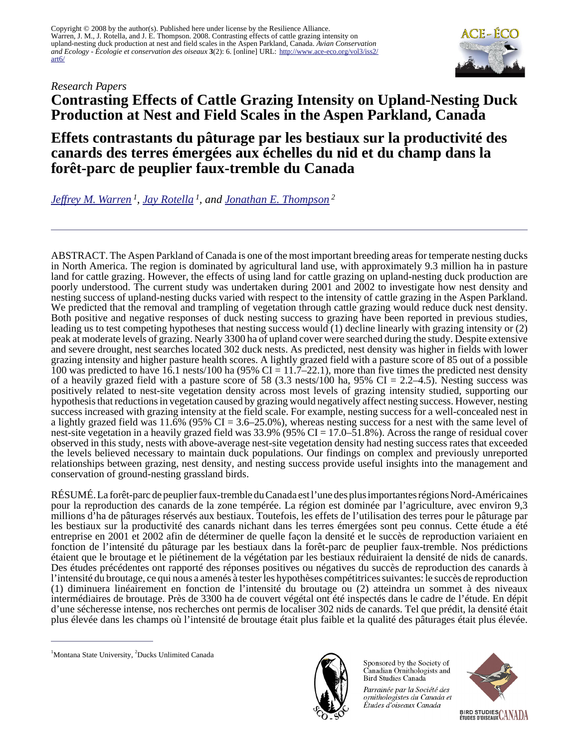Copyright © 2008 by the author(s). Published here under license by the Resilience Alliance.
Warren, J. M., J. Rotella, and J. E. Thompson. 2008. Contrasting effects of cattle grazing intensity on upland-nesting duck production at nest and field scales in the Aspen Parkland, Canada. *Avian Conservation and Ecology - Écologie et conservation des oiseaux* **3**(2): 6. [online] URL: http://www.ace-eco.org/vol3/iss2/art6/

*Research Papers*

# Contrasting Effects of Cattle Grazing Intensity on Upland-Nesting Duck Production at Nest and Field Scales in the Aspen Parkland, Canada

# Effets contrastants du pâturage par les bestiaux sur la productivité des canards des terres émergées aux échelles du nid et du champ dans la forêt-parc de peuplier faux-tremble du Canada

*Jeffrey M. Warren [1], Jay Rotella [1], and Jonathan E. Thompson [2]*

---

ABSTRACT. The Aspen Parkland of Canada is one of the most important breeding areas for temperate nesting ducks in North America. The region is dominated by agricultural land use, with approximately 9.3 million ha in pasture land for cattle grazing. However, the effects of using land for cattle grazing on upland-nesting duck production are poorly understood. The current study was undertaken during 2001 and 2002 to investigate how nest density and nesting success of upland-nesting ducks varied with respect to the intensity of cattle grazing in the Aspen Parkland. We predicted that the removal and trampling of vegetation through cattle grazing would reduce duck nest density. Both positive and negative responses of duck nesting success to grazing have been reported in previous studies, leading us to test competing hypotheses that nesting success would (1) decline linearly with grazing intensity or (2) peak at moderate levels of grazing. Nearly 3300 ha of upland cover were searched during the study. Despite extensive and severe drought, nest searches located 302 duck nests. As predicted, nest density was higher in fields with lower grazing intensity and higher pasture health scores. A lightly grazed field with a pasture score of 85 out of a possible 100 was predicted to have 16.1 nests/100 ha (95% CI = 11.7–22.1), more than five times the predicted nest density of a heavily grazed field with a pasture score of 58 (3.3 nests/100 ha, 95% CI = 2.2–4.5). Nesting success was positively related to nest-site vegetation density across most levels of grazing intensity studied, supporting our hypothesis that reductions in vegetation caused by grazing would negatively affect nesting success. However, nesting success increased with grazing intensity at the field scale. For example, nesting success for a well-concealed nest in a lightly grazed field was 11.6% (95% CI = 3.6–25.0%), whereas nesting success for a nest with the same level of nest-site vegetation in a heavily grazed field was 33.9% (95% CI = 17.0–51.8%). Across the range of residual cover observed in this study, nests with above-average nest-site vegetation density had nesting success rates that exceeded the levels believed necessary to maintain duck populations. Our findings on complex and previously unreported relationships between grazing, nest density, and nesting success provide useful insights into the management and conservation of ground-nesting grassland birds.

RÉSUMÉ. La forêt-parc de peuplier faux-tremble du Canada est l'une des plus importantes régions Nord-Américaines pour la reproduction des canards de la zone tempérée. La région est dominée par l'agriculture, avec environ 9,3 millions d'ha de pâturages réservés aux bestiaux. Toutefois, les effets de l'utilisation des terres pour le pâturage par les bestiaux sur la productivité des canards nichant dans les terres émergées sont peu connus. Cette étude a été entreprise en 2001 et 2002 afin de déterminer de quelle façon la densité et le succès de reproduction variaient en fonction de l'intensité du pâturage par les bestiaux dans la forêt-parc de peuplier faux-tremble. Nos prédictions étaient que le broutage et le piétinement de la végétation par les bestiaux réduiraient la densité de nids de canards. Des études précédentes ont rapporté des réponses positives ou négatives du succès de reproduction des canards à l'intensité du broutage, ce qui nous a amenés à tester les hypothèses compétitrices suivantes: le succès de reproduction (1) diminuera linéairement en fonction de l'intensité du broutage ou (2) atteindra un sommet à des niveaux intermédiaires de broutage. Près de 3300 ha de couvert végétal ont été inspectés dans le cadre de l'étude. En dépit d'une sécheresse intense, nos recherches ont permis de localiser 302 nids de canards. Tel que prédit, la densité était plus élevée dans les champs où l'intensité de broutage était plus faible et la qualité des pâturages était plus élevée.

---

[1]Montana State University, [2]Ducks Unlimited Canada

Sponsored by the Society of Canadian Ornithologists and Bird Studies Canada

*Parrainée par la Société des ornithologistes du Canada et Études d'oiseaux Canada*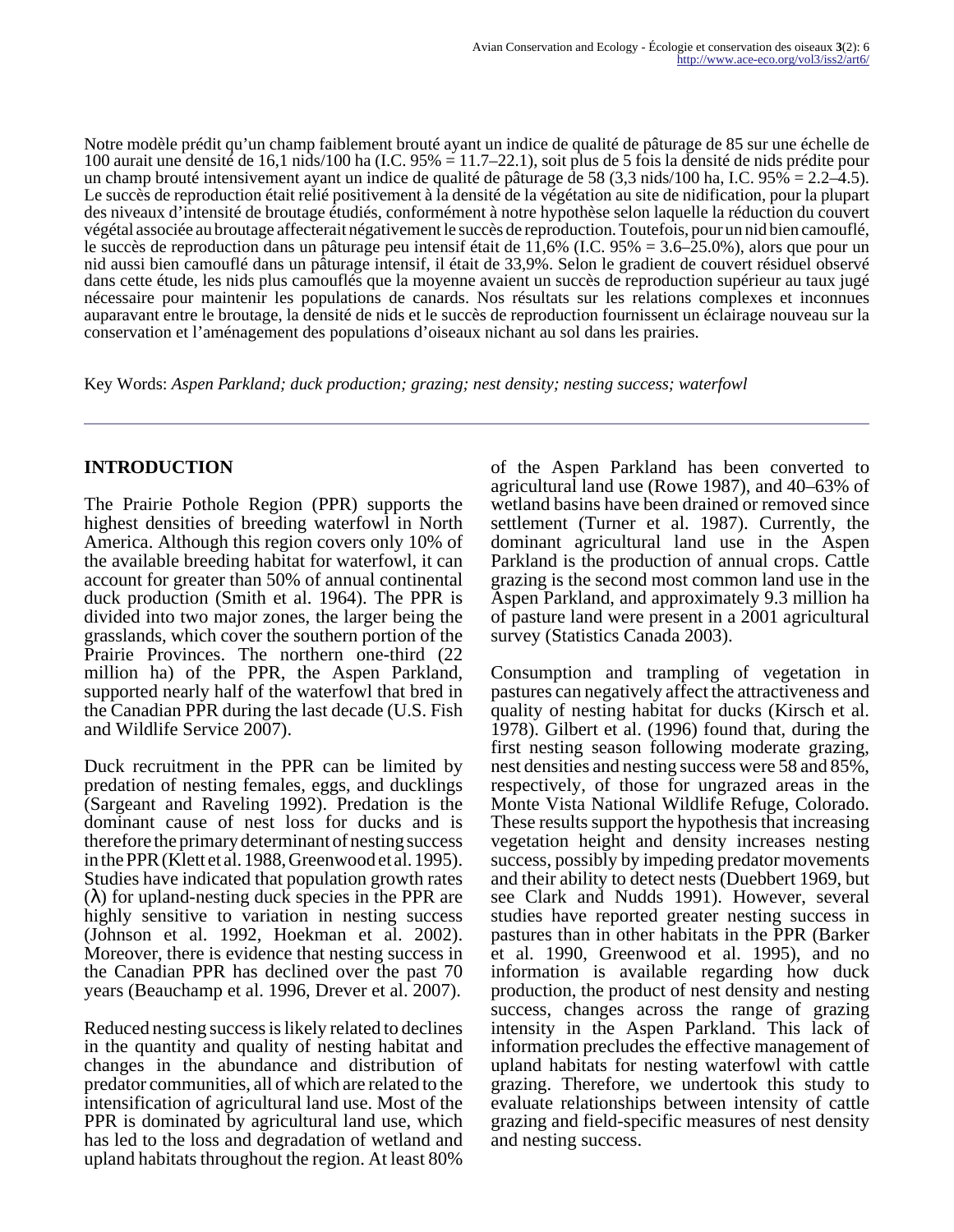Notre modèle prédit qu'un champ faiblement brouté ayant un indice de qualité de pâturage de 85 sur une échelle de 100 aurait une densité de 16,1 nids/100 ha (I.C. 95% = 11.7–22.1), soit plus de 5 fois la densité de nids prédite pour un champ brouté intensivement ayant un indice de qualité de pâturage de 58 (3,3 nids/100 ha, I.C. 95% = 2.2–4.5). Le succès de reproduction était relié positivement à la densité de la végétation au site de nidification, pour la plupart des niveaux d'intensité de broutage étudiés, conformément à notre hypothèse selon laquelle la réduction du couvert végétal associée au broutage affecterait négativement le succès de reproduction. Toutefois, pour un nid bien camouflé, le succès de reproduction dans un pâturage peu intensif était de 11,6% (I.C. 95% = 3.6–25.0%), alors que pour un nid aussi bien camouflé dans un pâturage intensif, il était de 33,9%. Selon le gradient de couvert résiduel observé dans cette étude, les nids plus camouflés que la moyenne avaient un succès de reproduction supérieur au taux jugé nécessaire pour maintenir les populations de canards. Nos résultats sur les relations complexes et inconnues auparavant entre le broutage, la densité de nids et le succès de reproduction fournissent un éclairage nouveau sur la conservation et l'aménagement des populations d'oiseaux nichant au sol dans les prairies.

Key Words: *Aspen Parkland; duck production; grazing; nest density; nesting success; waterfowl*

## INTRODUCTION

The Prairie Pothole Region (PPR) supports the highest densities of breeding waterfowl in North America. Although this region covers only 10% of the available breeding habitat for waterfowl, it can account for greater than 50% of annual continental duck production (Smith et al. 1964). The PPR is divided into two major zones, the larger being the grasslands, which cover the southern portion of the Prairie Provinces. The northern one-third (22 million ha) of the PPR, the Aspen Parkland, supported nearly half of the waterfowl that bred in the Canadian PPR during the last decade (U.S. Fish and Wildlife Service 2007).

Duck recruitment in the PPR can be limited by predation of nesting females, eggs, and ducklings (Sargeant and Raveling 1992). Predation is the dominant cause of nest loss for ducks and is therefore the primary determinant of nesting success in the PPR (Klett et al. 1988, Greenwood et al. 1995). Studies have indicated that population growth rates ($\lambda$) for upland-nesting duck species in the PPR are highly sensitive to variation in nesting success (Johnson et al. 1992, Hoekman et al. 2002). Moreover, there is evidence that nesting success in the Canadian PPR has declined over the past 70 years (Beauchamp et al. 1996, Drever et al. 2007).

Reduced nesting success is likely related to declines in the quantity and quality of nesting habitat and changes in the abundance and distribution of predator communities, all of which are related to the intensification of agricultural land use. Most of the PPR is dominated by agricultural land use, which has led to the loss and degradation of wetland and upland habitats throughout the region. At least 80% of the Aspen Parkland has been converted to agricultural land use (Rowe 1987), and 40–63% of wetland basins have been drained or removed since settlement (Turner et al. 1987). Currently, the dominant agricultural land use in the Aspen Parkland is the production of annual crops. Cattle grazing is the second most common land use in the Aspen Parkland, and approximately 9.3 million ha of pasture land were present in a 2001 agricultural survey (Statistics Canada 2003).

Consumption and trampling of vegetation in pastures can negatively affect the attractiveness and quality of nesting habitat for ducks (Kirsch et al. 1978). Gilbert et al. (1996) found that, during the first nesting season following moderate grazing, nest densities and nesting success were 58 and 85%, respectively, of those for ungrazed areas in the Monte Vista National Wildlife Refuge, Colorado. These results support the hypothesis that increasing vegetation height and density increases nesting success, possibly by impeding predator movements and their ability to detect nests (Duebbert 1969, but see Clark and Nudds 1991). However, several studies have reported greater nesting success in pastures than in other habitats in the PPR (Barker et al. 1990, Greenwood et al. 1995), and no information is available regarding how duck production, the product of nest density and nesting success, changes across the range of grazing intensity in the Aspen Parkland. This lack of information precludes the effective management of upland habitats for nesting waterfowl with cattle grazing. Therefore, we undertook this study to evaluate relationships between intensity of cattle grazing and field-specific measures of nest density and nesting success.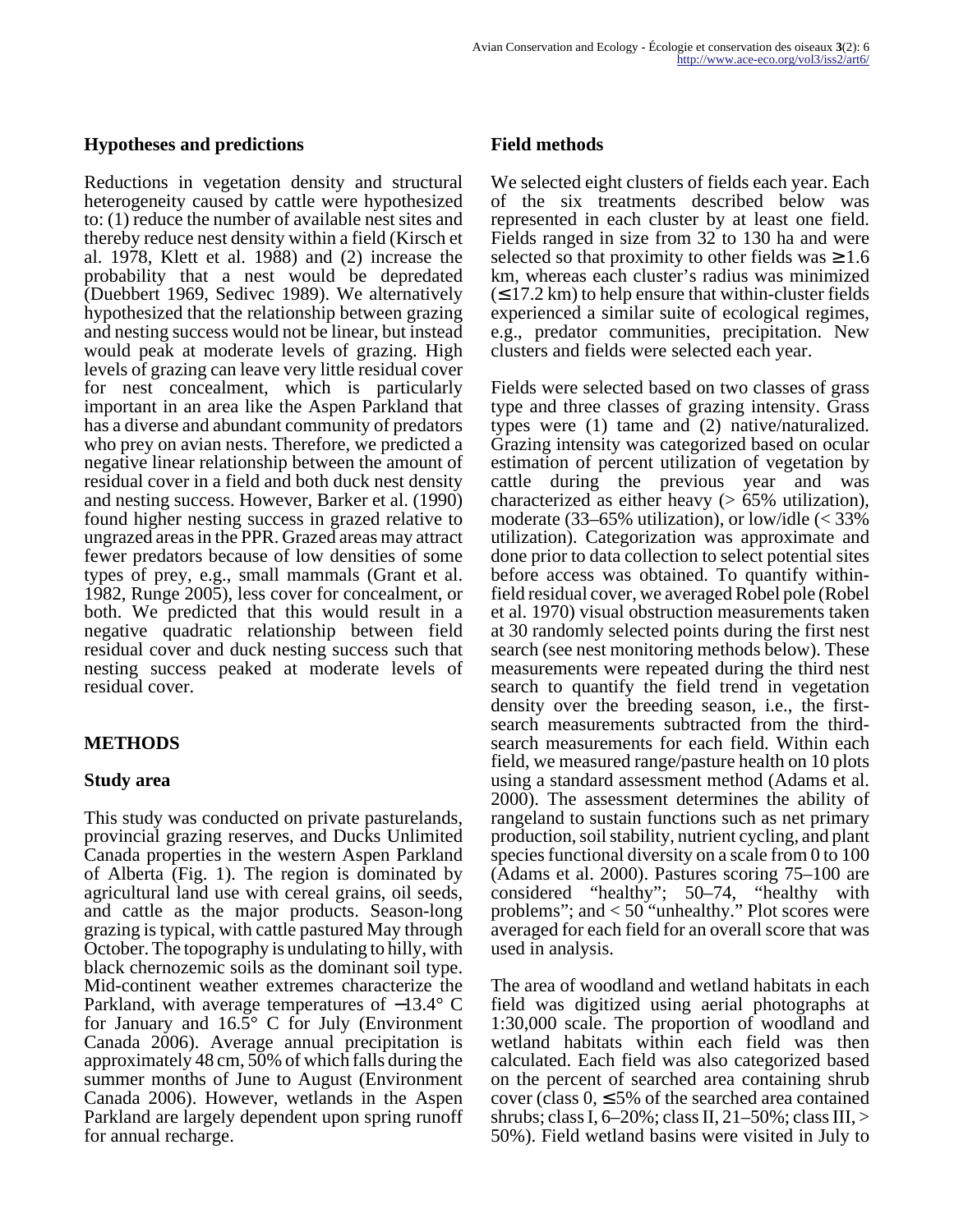## Hypotheses and predictions

Reductions in vegetation density and structural heterogeneity caused by cattle were hypothesized to: (1) reduce the number of available nest sites and thereby reduce nest density within a field (Kirsch et al. 1978, Klett et al. 1988) and (2) increase the probability that a nest would be depredated (Duebbert 1969, Sedivec 1989). We alternatively hypothesized that the relationship between grazing and nesting success would not be linear, but instead would peak at moderate levels of grazing. High levels of grazing can leave very little residual cover for nest concealment, which is particularly important in an area like the Aspen Parkland that has a diverse and abundant community of predators who prey on avian nests. Therefore, we predicted a negative linear relationship between the amount of residual cover in a field and both duck nest density and nesting success. However, Barker et al. (1990) found higher nesting success in grazed relative to ungrazed areas in the PPR. Grazed areas may attract fewer predators because of low densities of some types of prey, e.g., small mammals (Grant et al. 1982, Runge 2005), less cover for concealment, or both. We predicted that this would result in a negative quadratic relationship between field residual cover and duck nesting success such that nesting success peaked at moderate levels of residual cover.

## METHODS

### Study area

This study was conducted on private pasturelands, provincial grazing reserves, and Ducks Unlimited Canada properties in the western Aspen Parkland of Alberta (Fig. 1). The region is dominated by agricultural land use with cereal grains, oil seeds, and cattle as the major products. Season-long grazing is typical, with cattle pastured May through October. The topography is undulating to hilly, with black chernozemic soils as the dominant soil type. Mid-continent weather extremes characterize the Parkland, with average temperatures of −13.4° C for January and 16.5° C for July (Environment Canada 2006). Average annual precipitation is approximately 48 cm, 50% of which falls during the summer months of June to August (Environment Canada 2006). However, wetlands in the Aspen Parkland are largely dependent upon spring runoff for annual recharge.

### Field methods

We selected eight clusters of fields each year. Each of the six treatments described below was represented in each cluster by at least one field. Fields ranged in size from 32 to 130 ha and were selected so that proximity to other fields was ≥ 1.6 km, whereas each cluster's radius was minimized (≤ 17.2 km) to help ensure that within-cluster fields experienced a similar suite of ecological regimes, e.g., predator communities, precipitation. New clusters and fields were selected each year.

Fields were selected based on two classes of grass type and three classes of grazing intensity. Grass types were (1) tame and (2) native/naturalized. Grazing intensity was categorized based on ocular estimation of percent utilization of vegetation by cattle during the previous year and was characterized as either heavy (> 65% utilization), moderate (33–65% utilization), or low/idle (< 33% utilization). Categorization was approximate and done prior to data collection to select potential sites before access was obtained. To quantify within-field residual cover, we averaged Robel pole (Robel et al. 1970) visual obstruction measurements taken at 30 randomly selected points during the first nest search (see nest monitoring methods below). These measurements were repeated during the third nest search to quantify the field trend in vegetation density over the breeding season, i.e., the first-search measurements subtracted from the third-search measurements for each field. Within each field, we measured range/pasture health on 10 plots using a standard assessment method (Adams et al. 2000). The assessment determines the ability of rangeland to sustain functions such as net primary production, soil stability, nutrient cycling, and plant species functional diversity on a scale from 0 to 100 (Adams et al. 2000). Pastures scoring 75–100 are considered "healthy"; 50–74, "healthy with problems"; and < 50 "unhealthy." Plot scores were averaged for each field for an overall score that was used in analysis.

The area of woodland and wetland habitats in each field was digitized using aerial photographs at 1:30,000 scale. The proportion of woodland and wetland habitats within each field was then calculated. Each field was also categorized based on the percent of searched area containing shrub cover (class 0, ≤ 5% of the searched area contained shrubs; class I, 6–20%; class II, 21–50%; class III, > 50%). Field wetland basins were visited in July to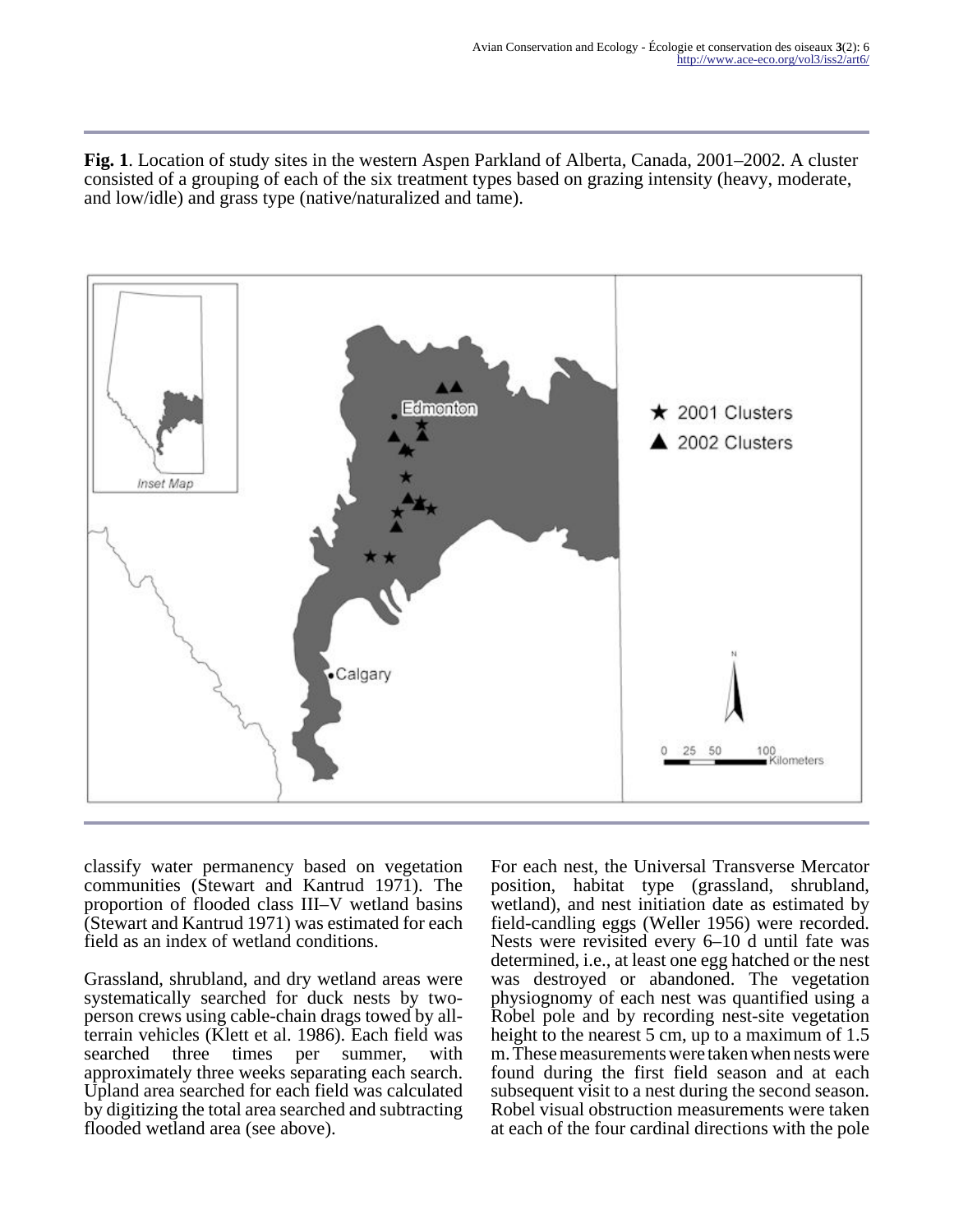**Fig. 1**. Location of study sites in the western Aspen Parkland of Alberta, Canada, 2001–2002. A cluster consisted of a grouping of each of the six treatment types based on grazing intensity (heavy, moderate, and low/idle) and grass type (native/naturalized and tame).

classify water permanency based on vegetation communities (Stewart and Kantrud 1971). The proportion of flooded class III–V wetland basins (Stewart and Kantrud 1971) was estimated for each field as an index of wetland conditions.

Grassland, shrubland, and dry wetland areas were systematically searched for duck nests by two-person crews using cable-chain drags towed by all-terrain vehicles (Klett et al. 1986). Each field was searched three times per summer, with approximately three weeks separating each search. Upland area searched for each field was calculated by digitizing the total area searched and subtracting flooded wetland area (see above).

For each nest, the Universal Transverse Mercator position, habitat type (grassland, shrubland, wetland), and nest initiation date as estimated by field-candling eggs (Weller 1956) were recorded. Nests were revisited every 6–10 d until fate was determined, i.e., at least one egg hatched or the nest was destroyed or abandoned. The vegetation physiognomy of each nest was quantified using a Robel pole and by recording nest-site vegetation height to the nearest 5 cm, up to a maximum of 1.5 m. These measurements were taken when nests were found during the first field season and at each subsequent visit to a nest during the second season. Robel visual obstruction measurements were taken at each of the four cardinal directions with the pole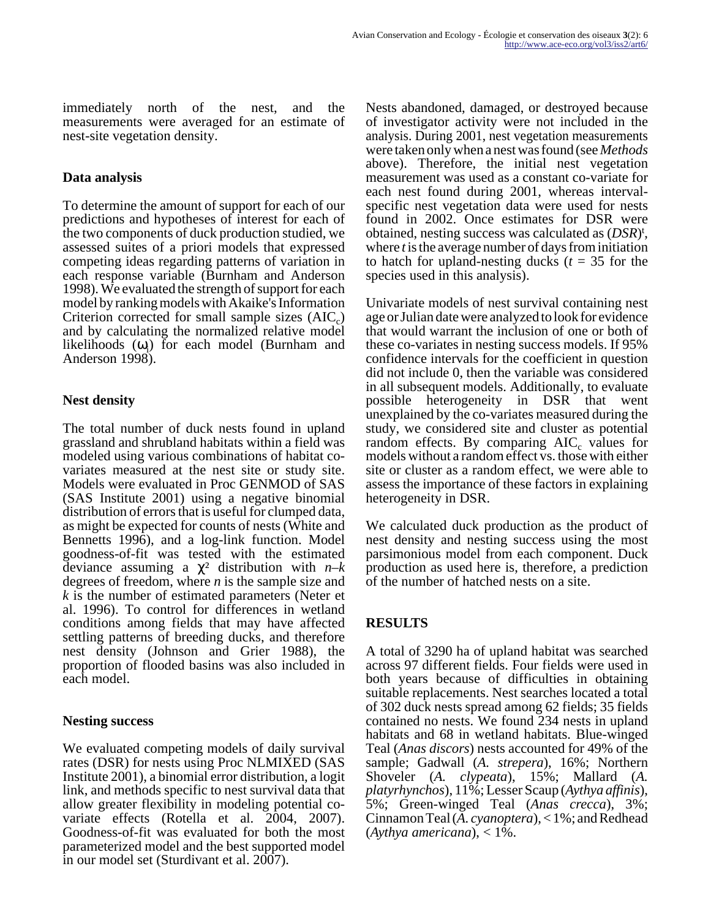immediately north of the nest, and the measurements were averaged for an estimate of nest-site vegetation density.

### Data analysis

To determine the amount of support for each of our predictions and hypotheses of interest for each of the two components of duck production studied, we assessed suites of a priori models that expressed competing ideas regarding patterns of variation in each response variable (Burnham and Anderson 1998). We evaluated the strength of support for each model by ranking models with Akaike's Information Criterion corrected for small sample sizes ($AIC_c$) and by calculating the normalized relative model likelihoods ($\omega_i$) for each model (Burnham and Anderson 1998).

### Nest density

The total number of duck nests found in upland grassland and shrubland habitats within a field was modeled using various combinations of habitat co-variates measured at the nest site or study site. Models were evaluated in Proc GENMOD of SAS (SAS Institute 2001) using a negative binomial distribution of errors that is useful for clumped data, as might be expected for counts of nests (White and Bennetts 1996), and a log-link function. Model goodness-of-fit was tested with the estimated deviance assuming a $\chi^2$ distribution with $n$–$k$ degrees of freedom, where $n$ is the sample size and $k$ is the number of estimated parameters (Neter et al. 1996). To control for differences in wetland conditions among fields that may have affected settling patterns of breeding ducks, and therefore nest density (Johnson and Grier 1988), the proportion of flooded basins was also included in each model.

### Nesting success

We evaluated competing models of daily survival rates (DSR) for nests using Proc NLMIXED (SAS Institute 2001), a binomial error distribution, a logit link, and methods specific to nest survival data that allow greater flexibility in modeling potential co-variate effects (Rotella et al. 2004, 2007). Goodness-of-fit was evaluated for both the most parameterized model and the best supported model in our model set (Sturdivant et al. 2007). Nests abandoned, damaged, or destroyed because of investigator activity were not included in the analysis. During 2001, nest vegetation measurements were taken only when a nest was found (see *Methods* above). Therefore, the initial nest vegetation measurement was used as a constant co-variate for each nest found during 2001, whereas interval-specific nest vegetation data were used for nests found in 2002. Once estimates for DSR were obtained, nesting success was calculated as $(DSR)^t$, where $t$ is the average number of days from initiation to hatch for upland-nesting ducks ($t$ = 35 for the species used in this analysis).

Univariate models of nest survival containing nest age or Julian date were analyzed to look for evidence that would warrant the inclusion of one or both of these co-variates in nesting success models. If 95% confidence intervals for the coefficient in question did not include 0, then the variable was considered in all subsequent models. Additionally, to evaluate possible heterogeneity in DSR that went unexplained by the co-variates measured during the study, we considered site and cluster as potential random effects. By comparing $AIC_c$ values for models without a random effect vs. those with either site or cluster as a random effect, we were able to assess the importance of these factors in explaining heterogeneity in DSR.

We calculated duck production as the product of nest density and nesting success using the most parsimonious model from each component. Duck production as used here is, therefore, a prediction of the number of hatched nests on a site.

## RESULTS

A total of 3290 ha of upland habitat was searched across 97 different fields. Four fields were used in both years because of difficulties in obtaining suitable replacements. Nest searches located a total of 302 duck nests spread among 62 fields; 35 fields contained no nests. We found 234 nests in upland habitats and 68 in wetland habitats. Blue-winged Teal (*Anas discors*) nests accounted for 49% of the sample; Gadwall (*A. strepera*), 16%; Northern Shoveler (*A. clypeata*), 15%; Mallard (*A. platyrhynchos*), 11%; Lesser Scaup (*Aythya affinis*), 5%; Green-winged Teal (*Anas crecca*), 3%; Cinnamon Teal (*A. cyanoptera*), < 1%; and Redhead (*Aythya americana*), < 1%.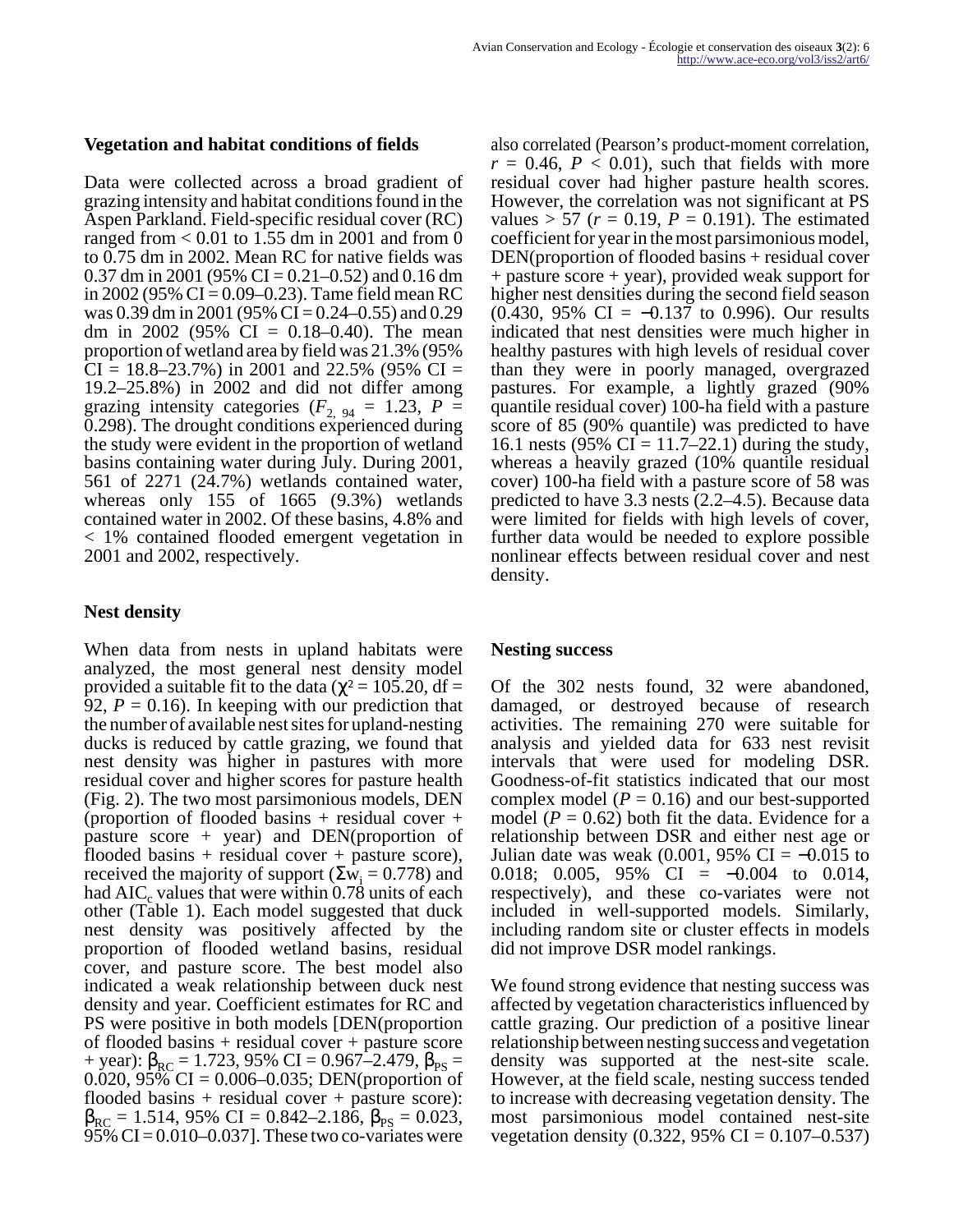### Vegetation and habitat conditions of fields

Data were collected across a broad gradient of grazing intensity and habitat conditions found in the Aspen Parkland. Field-specific residual cover (RC) ranged from < 0.01 to 1.55 dm in 2001 and from 0 to 0.75 dm in 2002. Mean RC for native fields was 0.37 dm in 2001 (95% CI = 0.21–0.52) and 0.16 dm in 2002 (95% CI = 0.09–0.23). Tame field mean RC was 0.39 dm in 2001 (95% CI = 0.24–0.55) and 0.29 dm in 2002 (95% CI = 0.18–0.40). The mean proportion of wetland area by field was 21.3% (95% CI = 18.8–23.7%) in 2001 and 22.5% (95% CI = 19.2–25.8%) in 2002 and did not differ among grazing intensity categories ($F_{2, 94}$ = 1.23, $P$ = 0.298). The drought conditions experienced during the study were evident in the proportion of wetland basins containing water during July. During 2001, 561 of 2271 (24.7%) wetlands contained water, whereas only 155 of 1665 (9.3%) wetlands contained water in 2002. Of these basins, 4.8% and < 1% contained flooded emergent vegetation in 2001 and 2002, respectively.

### Nest density

When data from nests in upland habitats were analyzed, the most general nest density model provided a suitable fit to the data ($\chi^2$ = 105.20, df = 92, $P$ = 0.16). In keeping with our prediction that the number of available nest sites for upland-nesting ducks is reduced by cattle grazing, we found that nest density was higher in pastures with more residual cover and higher scores for pasture health (Fig. 2). The two most parsimonious models, DEN (proportion of flooded basins + residual cover + pasture score + year) and DEN(proportion of flooded basins + residual cover + pasture score), received the majority of support ($\Sigma w_i$ = 0.778) and had $AIC_c$ values that were within 0.78 units of each other (Table 1). Each model suggested that duck nest density was positively affected by the proportion of flooded wetland basins, residual cover, and pasture score. The best model also indicated a weak relationship between duck nest density and year. Coefficient estimates for RC and PS were positive in both models [DEN(proportion of flooded basins + residual cover + pasture score + year): $\beta_{RC}$ = 1.723, 95% CI = 0.967–2.479, $\beta_{PS}$ = 0.020, 95% CI = 0.006–0.035; DEN(proportion of flooded basins + residual cover + pasture score): $\beta_{RC}$ = 1.514, 95% CI = 0.842–2.186, $\beta_{PS}$ = 0.023, 95% CI = 0.010–0.037]. These two co-variates were also correlated (Pearson's product-moment correlation, $r$ = 0.46, $P$ < 0.01), such that fields with more residual cover had higher pasture health scores. However, the correlation was not significant at PS values > 57 ($r$ = 0.19, $P$ = 0.191). The estimated coefficient for year in the most parsimonious model, DEN(proportion of flooded basins + residual cover + pasture score + year), provided weak support for higher nest densities during the second field season (0.430, 95% CI = −0.137 to 0.996). Our results indicated that nest densities were much higher in healthy pastures with high levels of residual cover than they were in poorly managed, overgrazed pastures. For example, a lightly grazed (90% quantile residual cover) 100-ha field with a pasture score of 85 (90% quantile) was predicted to have 16.1 nests (95% CI = 11.7–22.1) during the study, whereas a heavily grazed (10% quantile residual cover) 100-ha field with a pasture score of 58 was predicted to have 3.3 nests (2.2–4.5). Because data were limited for fields with high levels of cover, further data would be needed to explore possible nonlinear effects between residual cover and nest density.

### Nesting success

Of the 302 nests found, 32 were abandoned, damaged, or destroyed because of research activities. The remaining 270 were suitable for analysis and yielded data for 633 nest revisit intervals that were used for modeling DSR. Goodness-of-fit statistics indicated that our most complex model ($P$ = 0.16) and our best-supported model ($P$ = 0.62) both fit the data. Evidence for a relationship between DSR and either nest age or Julian date was weak (0.001, 95% CI = −0.015 to 0.018; 0.005, 95% CI = −0.004 to 0.014, respectively), and these co-variates were not included in well-supported models. Similarly, including random site or cluster effects in models did not improve DSR model rankings.

We found strong evidence that nesting success was affected by vegetation characteristics influenced by cattle grazing. Our prediction of a positive linear relationship between nesting success and vegetation density was supported at the nest-site scale. However, at the field scale, nesting success tended to increase with decreasing vegetation density. The most parsimonious model contained nest-site vegetation density (0.322, 95% CI = 0.107–0.537)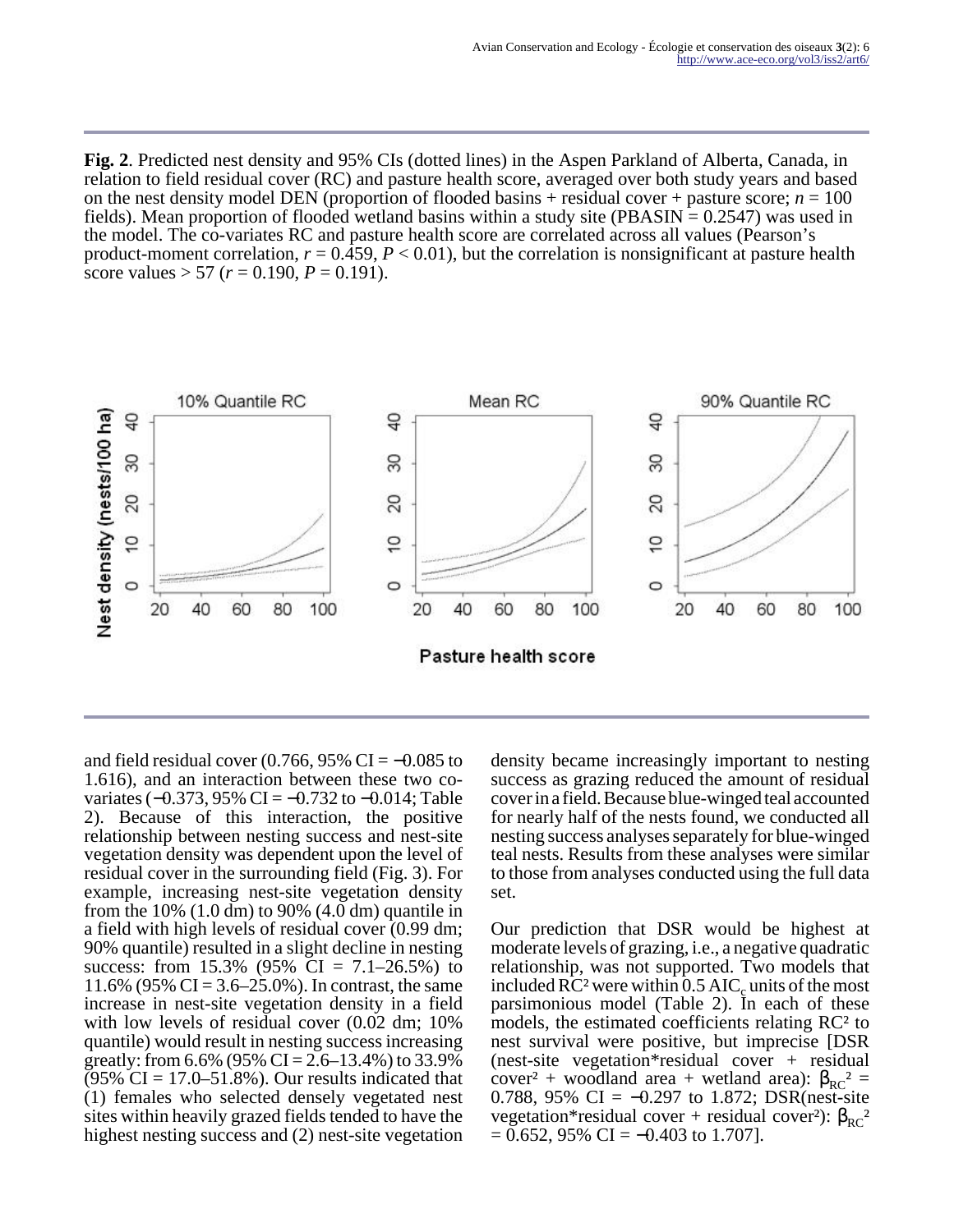**Fig. 2**. Predicted nest density and 95% CIs (dotted lines) in the Aspen Parkland of Alberta, Canada, in relation to field residual cover (RC) and pasture health score, averaged over both study years and based on the nest density model DEN (proportion of flooded basins + residual cover + pasture score; $n = 100$ fields). Mean proportion of flooded wetland basins within a study site (PBASIN = 0.2547) was used in the model. The co-variates RC and pasture health score are correlated across all values (Pearson's product-moment correlation, $r = 0.459$, $P < 0.01$), but the correlation is nonsignificant at pasture health score values > 57 ($r = 0.190$, $P = 0.191$).

and field residual cover (0.766, 95% CI = −0.085 to 1.616), and an interaction between these two co-variates (−0.373, 95% CI = −0.732 to −0.014; Table 2). Because of this interaction, the positive relationship between nesting success and nest-site vegetation density was dependent upon the level of residual cover in the surrounding field (Fig. 3). For example, increasing nest-site vegetation density from the 10% (1.0 dm) to 90% (4.0 dm) quantile in a field with high levels of residual cover (0.99 dm; 90% quantile) resulted in a slight decline in nesting success: from 15.3% (95% CI = 7.1–26.5%) to 11.6% (95% CI = 3.6–25.0%). In contrast, the same increase in nest-site vegetation density in a field with low levels of residual cover (0.02 dm; 10% quantile) would result in nesting success increasing greatly: from 6.6% (95% CI = 2.6–13.4%) to 33.9% (95% CI = 17.0–51.8%). Our results indicated that (1) females who selected densely vegetated nest sites within heavily grazed fields tended to have the highest nesting success and (2) nest-site vegetation density became increasingly important to nesting success as grazing reduced the amount of residual cover in a field. Because blue-winged teal accounted for nearly half of the nests found, we conducted all nesting success analyses separately for blue-winged teal nests. Results from these analyses were similar to those from analyses conducted using the full data set.

Our prediction that DSR would be highest at moderate levels of grazing, i.e., a negative quadratic relationship, was not supported. Two models that included $RC^2$ were within 0.5 $AIC_c$ units of the most parsimonious model (Table 2). In each of these models, the estimated coefficients relating $RC^2$ to nest survival were positive, but imprecise [DSR (nest-site vegetation*residual cover + residual cover² + woodland area + wetland area): $\beta_{RC^2}$ = 0.788, 95% CI = −0.297 to 1.872; DSR(nest-site vegetation*residual cover + residual cover²): $\beta_{RC^2}$ = 0.652, 95% CI = −0.403 to 1.707].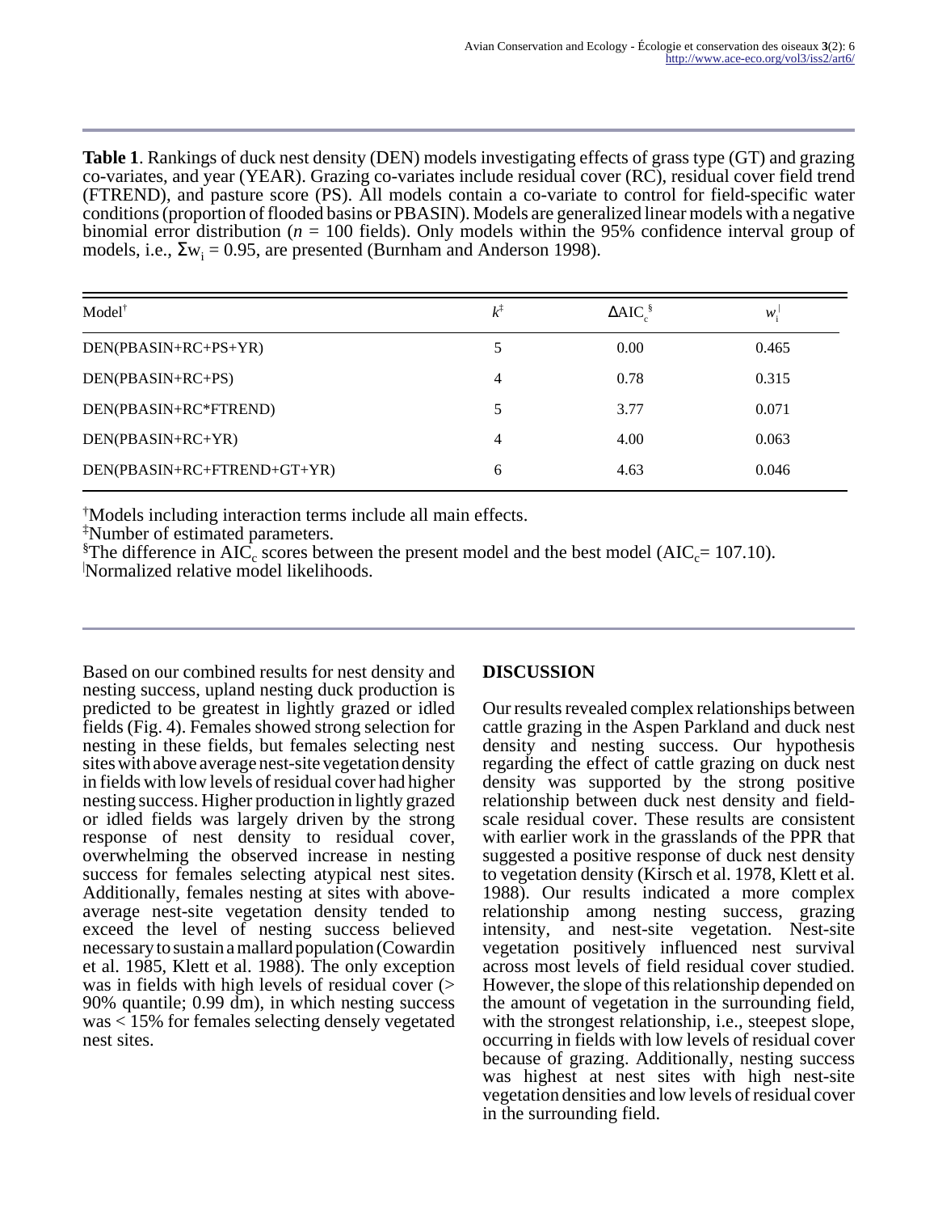**Table 1**. Rankings of duck nest density (DEN) models investigating effects of grass type (GT) and grazing co-variates, and year (YEAR). Grazing co-variates include residual cover (RC), residual cover field trend (FTREND), and pasture score (PS). All models contain a co-variate to control for field-specific water conditions (proportion of flooded basins or PBASIN). Models are generalized linear models with a negative binomial error distribution ($n$ = 100 fields). Only models within the 95% confidence interval group of models, i.e., $\Sigma w_i = 0.95$, are presented (Burnham and Anderson 1998).

| Model[†] | $k$[‡] | $\Delta AIC_c$[§] | $w_i$[\|] |
|---|---|---|---|
| DEN(PBASIN+RC+PS+YR) | 5 | 0.00 | 0.465 |
| DEN(PBASIN+RC+PS) | 4 | 0.78 | 0.315 |
| DEN(PBASIN+RC*FTREND) | 5 | 3.77 | 0.071 |
| DEN(PBASIN+RC+YR) | 4 | 4.00 | 0.063 |
| DEN(PBASIN+RC+FTREND+GT+YR) | 6 | 4.63 | 0.046 |

[†]Models including interaction terms include all main effects.
[‡]Number of estimated parameters.
[§]The difference in $AIC_c$ scores between the present model and the best model ($AIC_c$= 107.10).
[|]Normalized relative model likelihoods.

Based on our combined results for nest density and nesting success, upland nesting duck production is predicted to be greatest in lightly grazed or idled fields (Fig. 4). Females showed strong selection for nesting in these fields, but females selecting nest sites with above average nest-site vegetation density in fields with low levels of residual cover had higher nesting success. Higher production in lightly grazed or idled fields was largely driven by the strong response of nest density to residual cover, overwhelming the observed increase in nesting success for females selecting atypical nest sites. Additionally, females nesting at sites with above-average nest-site vegetation density tended to exceed the level of nesting success believed necessary to sustain a mallard population (Cowardin et al. 1985, Klett et al. 1988). The only exception was in fields with high levels of residual cover (> 90% quantile; 0.99 dm), in which nesting success was < 15% for females selecting densely vegetated nest sites.

## DISCUSSION

Our results revealed complex relationships between cattle grazing in the Aspen Parkland and duck nest density and nesting success. Our hypothesis regarding the effect of cattle grazing on duck nest density was supported by the strong positive relationship between duck nest density and field-scale residual cover. These results are consistent with earlier work in the grasslands of the PPR that suggested a positive response of duck nest density to vegetation density (Kirsch et al. 1978, Klett et al. 1988). Our results indicated a more complex relationship among nesting success, grazing intensity, and nest-site vegetation. Nest-site vegetation positively influenced nest survival across most levels of field residual cover studied. However, the slope of this relationship depended on the amount of vegetation in the surrounding field, with the strongest relationship, i.e., steepest slope, occurring in fields with low levels of residual cover because of grazing. Additionally, nesting success was highest at nest sites with high nest-site vegetation densities and low levels of residual cover in the surrounding field.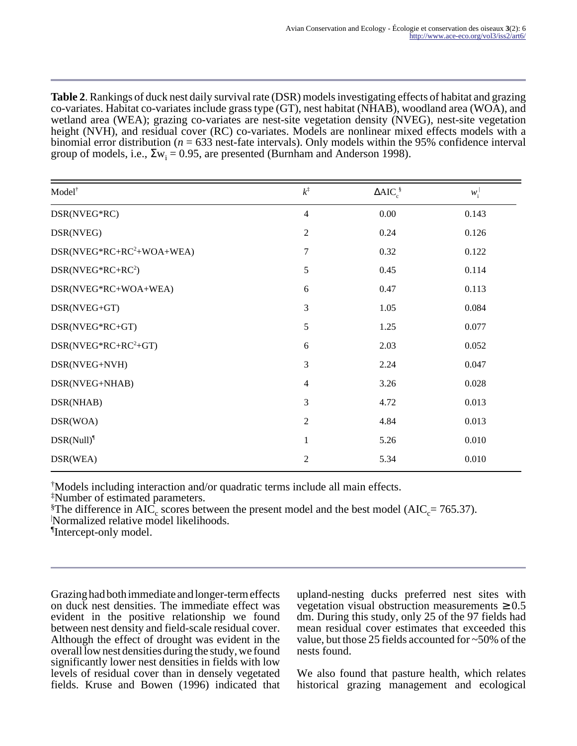**Table 2**. Rankings of duck nest daily survival rate (DSR) models investigating effects of habitat and grazing co-variates. Habitat co-variates include grass type (GT), nest habitat (NHAB), woodland area (WOA), and wetland area (WEA); grazing co-variates are nest-site vegetation density (NVEG), nest-site vegetation height (NVH), and residual cover (RC) co-variates. Models are nonlinear mixed effects models with a binomial error distribution (*n* = 633 nest-fate intervals). Only models within the 95% confidence interval group of models, i.e., $\Sigma w_i = 0.95$, are presented (Burnham and Anderson 1998).

| Model[†] | $k$[‡] | $\Delta AIC_c$[§] | $w_i$[|] |
|---|---|---|---|
| DSR(NVEG*RC) | 4 | 0.00 | 0.143 |
| DSR(NVEG) | 2 | 0.24 | 0.126 |
| DSR(NVEG*RC+RC$^2$+WOA+WEA) | 7 | 0.32 | 0.122 |
| DSR(NVEG*RC+RC$^2$) | 5 | 0.45 | 0.114 |
| DSR(NVEG*RC+WOA+WEA) | 6 | 0.47 | 0.113 |
| DSR(NVEG+GT) | 3 | 1.05 | 0.084 |
| DSR(NVEG*RC+GT) | 5 | 1.25 | 0.077 |
| DSR(NVEG*RC+RC$^2$+GT) | 6 | 2.03 | 0.052 |
| DSR(NVEG+NVH) | 3 | 2.24 | 0.047 |
| DSR(NVEG+NHAB) | 4 | 3.26 | 0.028 |
| DSR(NHAB) | 3 | 4.72 | 0.013 |
| DSR(WOA) | 2 | 4.84 | 0.013 |
| DSR(Null)[¶] | 1 | 5.26 | 0.010 |
| DSR(WEA) | 2 | 5.34 | 0.010 |

[†]Models including interaction and/or quadratic terms include all main effects.
[‡]Number of estimated parameters.
[§]The difference in $AIC_c$ scores between the present model and the best model ($AIC_c$= 765.37).
[|]Normalized relative model likelihoods.
[¶]Intercept-only model.

Grazing had both immediate and longer-term effects on duck nest densities. The immediate effect was evident in the positive relationship we found between nest density and field-scale residual cover. Although the effect of drought was evident in the overall low nest densities during the study, we found significantly lower nest densities in fields with low levels of residual cover than in densely vegetated fields. Kruse and Bowen (1996) indicated that upland-nesting ducks preferred nest sites with vegetation visual obstruction measurements ≥ 0.5 dm. During this study, only 25 of the 97 fields had mean residual cover estimates that exceeded this value, but those 25 fields accounted for ~50% of the nests found.

We also found that pasture health, which relates historical grazing management and ecological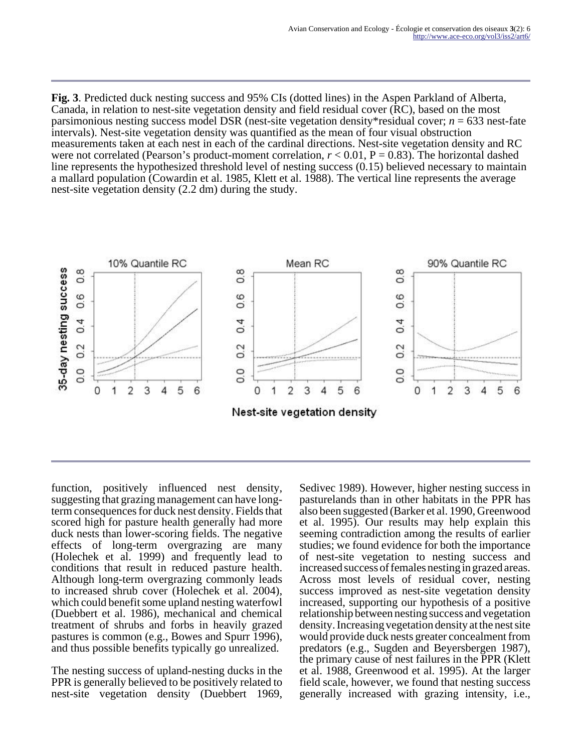**Fig. 3**. Predicted duck nesting success and 95% CIs (dotted lines) in the Aspen Parkland of Alberta, Canada, in relation to nest-site vegetation density and field residual cover (RC), based on the most parsimonious nesting success model DSR (nest-site vegetation density*residual cover; *n* = 633 nest-fate intervals). Nest-site vegetation density was quantified as the mean of four visual obstruction measurements taken at each nest in each of the cardinal directions. Nest-site vegetation density and RC were not correlated (Pearson's product-moment correlation, $r < 0.01$, $P = 0.83$). The horizontal dashed line represents the hypothesized threshold level of nesting success (0.15) believed necessary to maintain a mallard population (Cowardin et al. 1985, Klett et al. 1988). The vertical line represents the average nest-site vegetation density (2.2 dm) during the study.

function, positively influenced nest density, suggesting that grazing management can have long-term consequences for duck nest density. Fields that scored high for pasture health generally had more duck nests than lower-scoring fields. The negative effects of long-term overgrazing are many (Holechek et al. 1999) and frequently lead to conditions that result in reduced pasture health. Although long-term overgrazing commonly leads to increased shrub cover (Holechek et al. 2004), which could benefit some upland nesting waterfowl (Duebbert et al. 1986), mechanical and chemical treatment of shrubs and forbs in heavily grazed pastures is common (e.g., Bowes and Spurr 1996), and thus possible benefits typically go unrealized.

The nesting success of upland-nesting ducks in the PPR is generally believed to be positively related to nest-site vegetation density (Duebbert 1969, Sedivec 1989). However, higher nesting success in pasturelands than in other habitats in the PPR has also been suggested (Barker et al. 1990, Greenwood et al. 1995). Our results may help explain this seeming contradiction among the results of earlier studies; we found evidence for both the importance of nest-site vegetation to nesting success and increased success of females nesting in grazed areas. Across most levels of residual cover, nesting success improved as nest-site vegetation density increased, supporting our hypothesis of a positive relationship between nesting success and vegetation density. Increasing vegetation density at the nest site would provide duck nests greater concealment from predators (e.g., Sugden and Beyersbergen 1987), the primary cause of nest failures in the PPR (Klett et al. 1988, Greenwood et al. 1995). At the larger field scale, however, we found that nesting success generally increased with grazing intensity, i.e.,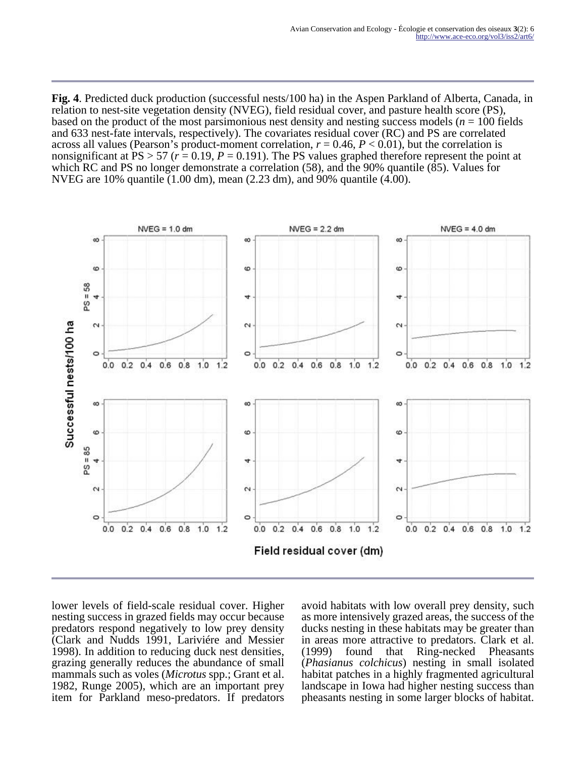**Fig. 4**. Predicted duck production (successful nests/100 ha) in the Aspen Parkland of Alberta, Canada, in relation to nest-site vegetation density (NVEG), field residual cover, and pasture health score (PS), based on the product of the most parsimonious nest density and nesting success models ($n$ = 100 fields and 633 nest-fate intervals, respectively). The covariates residual cover (RC) and PS are correlated across all values (Pearson's product-moment correlation, $r = 0.46$, $P < 0.01$), but the correlation is nonsignificant at PS > 57 ($r = 0.19$, $P = 0.191$). The PS values graphed therefore represent the point at which RC and PS no longer demonstrate a correlation (58), and the 90% quantile (85). Values for NVEG are 10% quantile (1.00 dm), mean (2.23 dm), and 90% quantile (4.00).

lower levels of field-scale residual cover. Higher nesting success in grazed fields may occur because predators respond negatively to low prey density (Clark and Nudds 1991, Lariviére and Messier 1998). In addition to reducing duck nest densities, grazing generally reduces the abundance of small mammals such as voles (*Microtus* spp.; Grant et al. 1982, Runge 2005), which are an important prey item for Parkland meso-predators. If predators avoid habitats with low overall prey density, such as more intensively grazed areas, the success of the ducks nesting in these habitats may be greater than in areas more attractive to predators. Clark et al. (1999) found that Ring-necked Pheasants (*Phasianus colchicus*) nesting in small isolated habitat patches in a highly fragmented agricultural landscape in Iowa had higher nesting success than pheasants nesting in some larger blocks of habitat.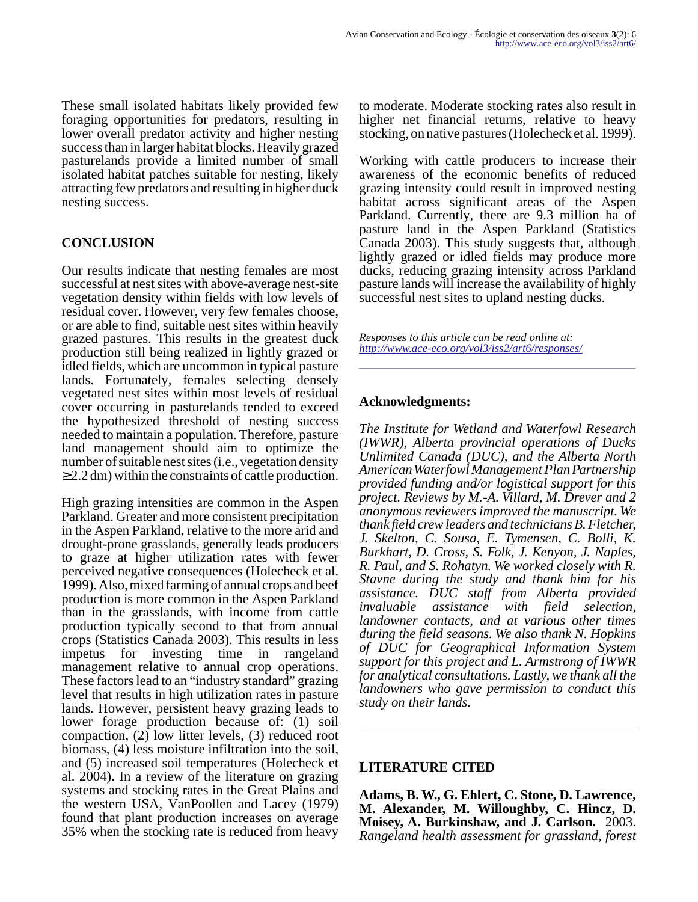These small isolated habitats likely provided few foraging opportunities for predators, resulting in lower overall predator activity and higher nesting success than in larger habitat blocks. Heavily grazed pasturelands provide a limited number of small isolated habitat patches suitable for nesting, likely attracting few predators and resulting in higher duck nesting success.

## CONCLUSION

Our results indicate that nesting females are most successful at nest sites with above-average nest-site vegetation density within fields with low levels of residual cover. However, very few females choose, or are able to find, suitable nest sites within heavily grazed pastures. This results in the greatest duck production still being realized in lightly grazed or idled fields, which are uncommon in typical pasture lands. Fortunately, females selecting densely vegetated nest sites within most levels of residual cover occurring in pasturelands tended to exceed the hypothesized threshold of nesting success needed to maintain a population. Therefore, pasture land management should aim to optimize the number of suitable nest sites (i.e., vegetation density ≥2.2 dm) within the constraints of cattle production.

High grazing intensities are common in the Aspen Parkland. Greater and more consistent precipitation in the Aspen Parkland, relative to the more arid and drought-prone grasslands, generally leads producers to graze at higher utilization rates with fewer perceived negative consequences (Holecheck et al. 1999). Also, mixed farming of annual crops and beef production is more common in the Aspen Parkland than in the grasslands, with income from cattle production typically second to that from annual crops (Statistics Canada 2003). This results in less impetus for investing time in rangeland management relative to annual crop operations. These factors lead to an “industry standard” grazing level that results in high utilization rates in pasture lands. However, persistent heavy grazing leads to lower forage production because of: (1) soil compaction, (2) low litter levels, (3) reduced root biomass, (4) less moisture infiltration into the soil, and (5) increased soil temperatures (Holecheck et al. 2004). In a review of the literature on grazing systems and stocking rates in the Great Plains and the western USA, VanPoollen and Lacey (1979) found that plant production increases on average 35% when the stocking rate is reduced from heavy to moderate. Moderate stocking rates also result in higher net financial returns, relative to heavy stocking, on native pastures (Holecheck et al. 1999).

Working with cattle producers to increase their awareness of the economic benefits of reduced grazing intensity could result in improved nesting habitat across significant areas of the Aspen Parkland. Currently, there are 9.3 million ha of pasture land in the Aspen Parkland (Statistics Canada 2003). This study suggests that, although lightly grazed or idled fields may produce more ducks, reducing grazing intensity across Parkland pasture lands will increase the availability of highly successful nest sites to upland nesting ducks.

*Responses to this article can be read online at:*
*http://www.ace-eco.org/vol3/iss2/art6/responses/*

### Acknowledgments:

*The Institute for Wetland and Waterfowl Research (IWWR), Alberta provincial operations of Ducks Unlimited Canada (DUC), and the Alberta North American Waterfowl Management Plan Partnership provided funding and/or logistical support for this project. Reviews by M.-A. Villard, M. Drever and 2 anonymous reviewers improved the manuscript. We thank field crew leaders and technicians B. Fletcher, J. Skelton, C. Sousa, E. Tymensen, C. Bolli, K. Burkhart, D. Cross, S. Folk, J. Kenyon, J. Naples, R. Paul, and S. Rohatyn. We worked closely with R. Stavne during the study and thank him for his assistance. DUC staff from Alberta provided invaluable assistance with field selection, landowner contacts, and at various other times during the field seasons. We also thank N. Hopkins of DUC for Geographical Information System support for this project and L. Armstrong of IWWR for analytical consultations. Lastly, we thank all the landowners who gave permission to conduct this study on their lands.*

## LITERATURE CITED

**Adams, B. W., G. Ehlert, C. Stone, D. Lawrence, M. Alexander, M. Willoughby, C. Hincz, D. Moisey, A. Burkinshaw, and J. Carlson.** 2003. *Rangeland health assessment for grassland, forest*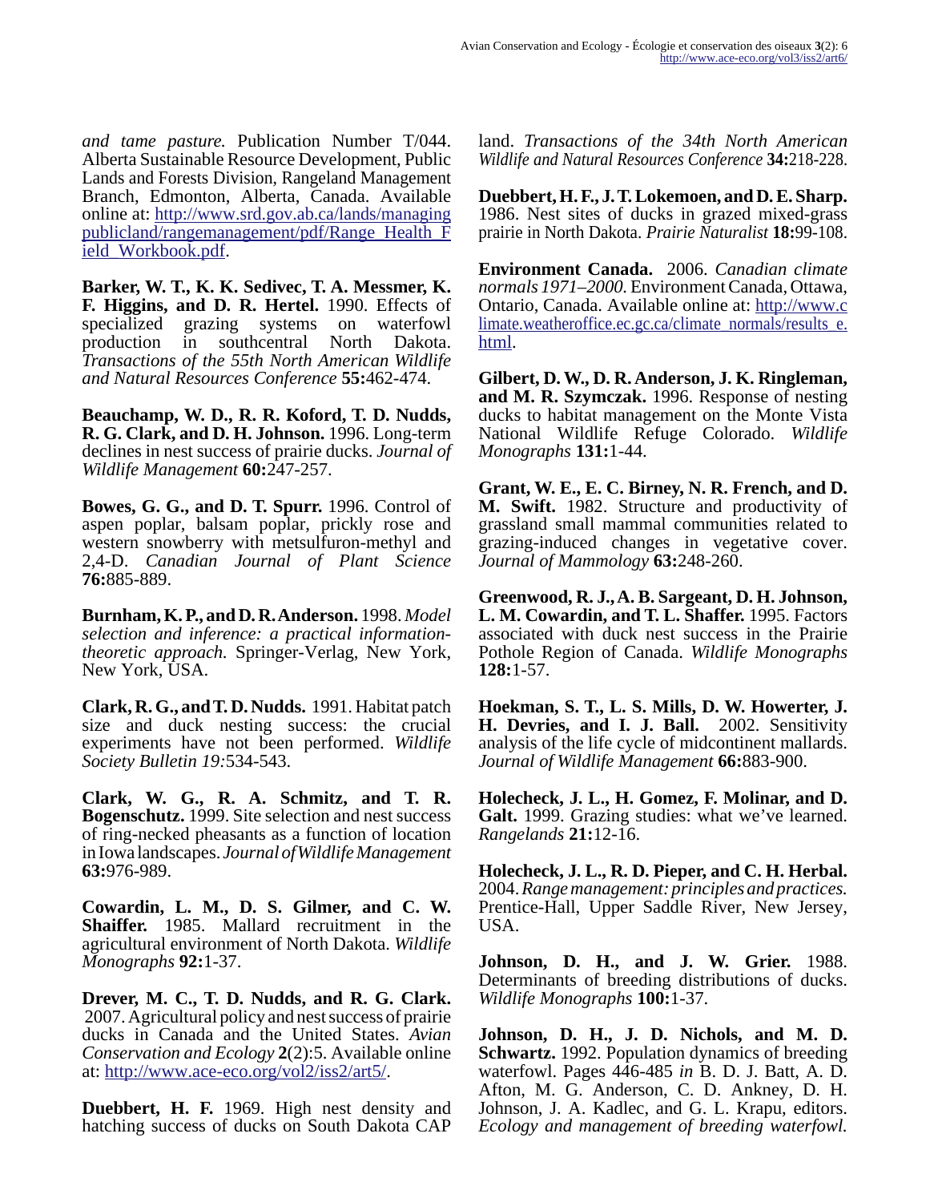*and tame pasture.* Publication Number T/044. Alberta Sustainable Resource Development, Public Lands and Forests Division, Rangeland Management Branch, Edmonton, Alberta, Canada. Available online at: http://www.srd.gov.ab.ca/lands/managingpublicland/rangemanagement/pdf/Range_Health_Field_Workbook.pdf.

**Barker, W. T., K. K. Sedivec, T. A. Messmer, K. F. Higgins, and D. R. Hertel.** 1990. Effects of specialized grazing systems on waterfowl production in southcentral North Dakota. *Transactions of the 55th North American Wildlife and Natural Resources Conference* **55:**462-474.

**Beauchamp, W. D., R. R. Koford, T. D. Nudds, R. G. Clark, and D. H. Johnson.** 1996. Long-term declines in nest success of prairie ducks. *Journal of Wildlife Management* **60:**247-257.

**Bowes, G. G., and D. T. Spurr.** 1996. Control of aspen poplar, balsam poplar, prickly rose and western snowberry with metsulfuron-methyl and 2,4-D. *Canadian Journal of Plant Science* **76:**885-889.

**Burnham, K. P., and D. R. Anderson.** 1998. *Model selection and inference: a practical information-theoretic approach.* Springer-Verlag, New York, New York, USA.

**Clark, R. G., and T. D. Nudds.** 1991. Habitat patch size and duck nesting success: the crucial experiments have not been performed. *Wildlife Society Bulletin 19:*534-543.

**Clark, W. G., R. A. Schmitz, and T. R. Bogenschutz.** 1999. Site selection and nest success of ring-necked pheasants as a function of location in Iowa landscapes. *Journal of Wildlife Management* **63:**976-989.

**Cowardin, L. M., D. S. Gilmer, and C. W. Shaiffer.** 1985. Mallard recruitment in the agricultural environment of North Dakota. *Wildlife Monographs* **92:**1-37.

**Drever, M. C., T. D. Nudds, and R. G. Clark.** 2007. Agricultural policy and nest success of prairie ducks in Canada and the United States. *Avian Conservation and Ecology* **2**(2):5. Available online at: http://www.ace-eco.org/vol2/iss2/art5/.

**Duebbert, H. F.** 1969. High nest density and hatching success of ducks on South Dakota CAP land. *Transactions of the 34th North American Wildlife and Natural Resources Conference* **34:**218-228.

**Duebbert, H. F., J. T. Lokemoen, and D. E. Sharp.** 1986. Nest sites of ducks in grazed mixed-grass prairie in North Dakota. *Prairie Naturalist* **18:**99-108.

**Environment Canada.** 2006. *Canadian climate normals 1971–2000.* Environment Canada, Ottawa, Ontario, Canada. Available online at: http://www.climate.weatheroffice.ec.gc.ca/climate_normals/results_e.html.

**Gilbert, D. W., D. R. Anderson, J. K. Ringleman, and M. R. Szymczak.** 1996. Response of nesting ducks to habitat management on the Monte Vista National Wildlife Refuge Colorado. *Wildlife Monographs* **131:**1-44.

**Grant, W. E., E. C. Birney, N. R. French, and D. M. Swift.** 1982. Structure and productivity of grassland small mammal communities related to grazing-induced changes in vegetative cover. *Journal of Mammology* **63:**248-260.

**Greenwood, R. J., A. B. Sargeant, D. H. Johnson, L. M. Cowardin, and T. L. Shaffer.** 1995. Factors associated with duck nest success in the Prairie Pothole Region of Canada. *Wildlife Monographs* **128:**1-57.

**Hoekman, S. T., L. S. Mills, D. W. Howerter, J. H. Devries, and I. J. Ball.** 2002. Sensitivity analysis of the life cycle of midcontinent mallards. *Journal of Wildlife Management* **66:**883-900.

**Holecheck, J. L., H. Gomez, F. Molinar, and D. Galt.** 1999. Grazing studies: what we've learned. *Rangelands* **21:**12-16.

**Holecheck, J. L., R. D. Pieper, and C. H. Herbal.** 2004. *Range management: principles and practices.* Prentice-Hall, Upper Saddle River, New Jersey, USA.

**Johnson, D. H., and J. W. Grier.** 1988. Determinants of breeding distributions of ducks. *Wildlife Monographs* **100:**1-37.

**Johnson, D. H., J. D. Nichols, and M. D. Schwartz.** 1992. Population dynamics of breeding waterfowl. Pages 446-485 *in* B. D. J. Batt, A. D. Afton, M. G. Anderson, C. D. Ankney, D. H. Johnson, J. A. Kadlec, and G. L. Krapu, editors. *Ecology and management of breeding waterfowl.*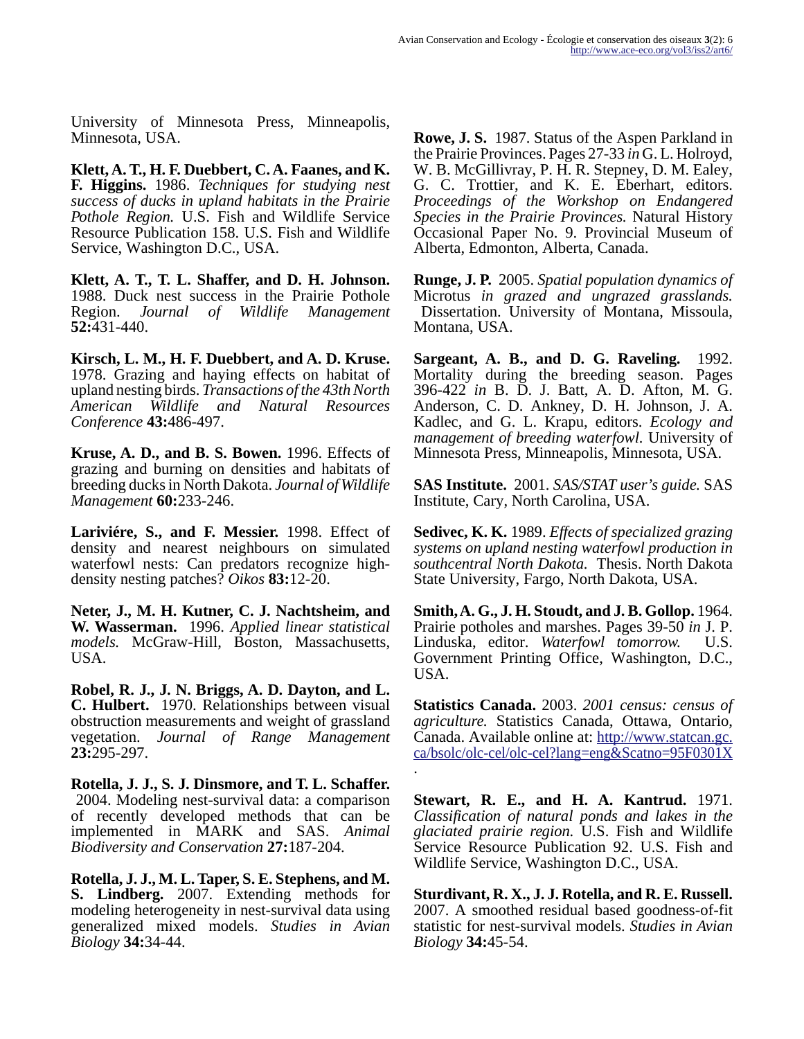University of Minnesota Press, Minneapolis, Minnesota, USA.

**Klett, A. T., H. F. Duebbert, C. A. Faanes, and K. F. Higgins.** 1986. *Techniques for studying nest success of ducks in upland habitats in the Prairie Pothole Region.* U.S. Fish and Wildlife Service Resource Publication 158. U.S. Fish and Wildlife Service, Washington D.C., USA.

**Klett, A. T., T. L. Shaffer, and D. H. Johnson.** 1988. Duck nest success in the Prairie Pothole Region. *Journal of Wildlife Management* **52:**431-440.

**Kirsch, L. M., H. F. Duebbert, and A. D. Kruse.** 1978. Grazing and haying effects on habitat of upland nesting birds. *Transactions of the 43th North American Wildlife and Natural Resources Conference* **43:**486-497.

**Kruse, A. D., and B. S. Bowen.** 1996. Effects of grazing and burning on densities and habitats of breeding ducks in North Dakota. *Journal of Wildlife Management* **60:**233-246.

**Lariviére, S., and F. Messier.** 1998. Effect of density and nearest neighbours on simulated waterfowl nests: Can predators recognize high-density nesting patches? *Oikos* **83:**12-20.

**Neter, J., M. H. Kutner, C. J. Nachtsheim, and W. Wasserman.** 1996. *Applied linear statistical models.* McGraw-Hill, Boston, Massachusetts, USA.

**Robel, R. J., J. N. Briggs, A. D. Dayton, and L. C. Hulbert.** 1970. Relationships between visual obstruction measurements and weight of grassland vegetation. *Journal of Range Management* **23:**295-297.

**Rotella, J. J., S. J. Dinsmore, and T. L. Schaffer.** 2004. Modeling nest-survival data: a comparison of recently developed methods that can be implemented in MARK and SAS. *Animal Biodiversity and Conservation* **27:**187-204.

**Rotella, J. J., M. L. Taper, S. E. Stephens, and M. S. Lindberg.** 2007. Extending methods for modeling heterogeneity in nest-survival data using generalized mixed models. *Studies in Avian Biology* **34:**34-44.

**Rowe, J. S.** 1987. Status of the Aspen Parkland in the Prairie Provinces. Pages 27-33 *in* G. L. Holroyd, W. B. McGillivray, P. H. R. Stepney, D. M. Ealey, G. C. Trottier, and K. E. Eberhart, editors. *Proceedings of the Workshop on Endangered Species in the Prairie Provinces.* Natural History Occasional Paper No. 9. Provincial Museum of Alberta, Edmonton, Alberta, Canada.

**Runge, J. P.** 2005. *Spatial population dynamics of* Microtus *in grazed and ungrazed grasslands.* Dissertation. University of Montana, Missoula, Montana, USA.

**Sargeant, A. B., and D. G. Raveling.** 1992. Mortality during the breeding season. Pages 396-422 *in* B. D. J. Batt, A. D. Afton, M. G. Anderson, C. D. Ankney, D. H. Johnson, J. A. Kadlec, and G. L. Krapu, editors. *Ecology and management of breeding waterfowl.* University of Minnesota Press, Minneapolis, Minnesota, USA.

**SAS Institute.** 2001. *SAS/STAT user's guide.* SAS Institute, Cary, North Carolina, USA.

**Sedivec, K. K.** 1989. *Effects of specialized grazing systems on upland nesting waterfowl production in southcentral North Dakota.* Thesis. North Dakota State University, Fargo, North Dakota, USA.

**Smith, A. G., J. H. Stoudt, and J. B. Gollop.** 1964. Prairie potholes and marshes. Pages 39-50 *in* J. P. Linduska, editor. *Waterfowl tomorrow.* U.S. Government Printing Office, Washington, D.C., USA.

**Statistics Canada.** 2003. *2001 census: census of agriculture.* Statistics Canada, Ottawa, Ontario, Canada. Available online at: http://www.statcan.gc.ca/bsolc/olc-cel/olc-cel?lang=eng&Scatno=95F0301X .

**Stewart, R. E., and H. A. Kantrud.** 1971. *Classification of natural ponds and lakes in the glaciated prairie region.* U.S. Fish and Wildlife Service Resource Publication 92. U.S. Fish and Wildlife Service, Washington D.C., USA.

**Sturdivant, R. X., J. J. Rotella, and R. E. Russell.** 2007. A smoothed residual based goodness-of-fit statistic for nest-survival models. *Studies in Avian Biology* **34:**45-54.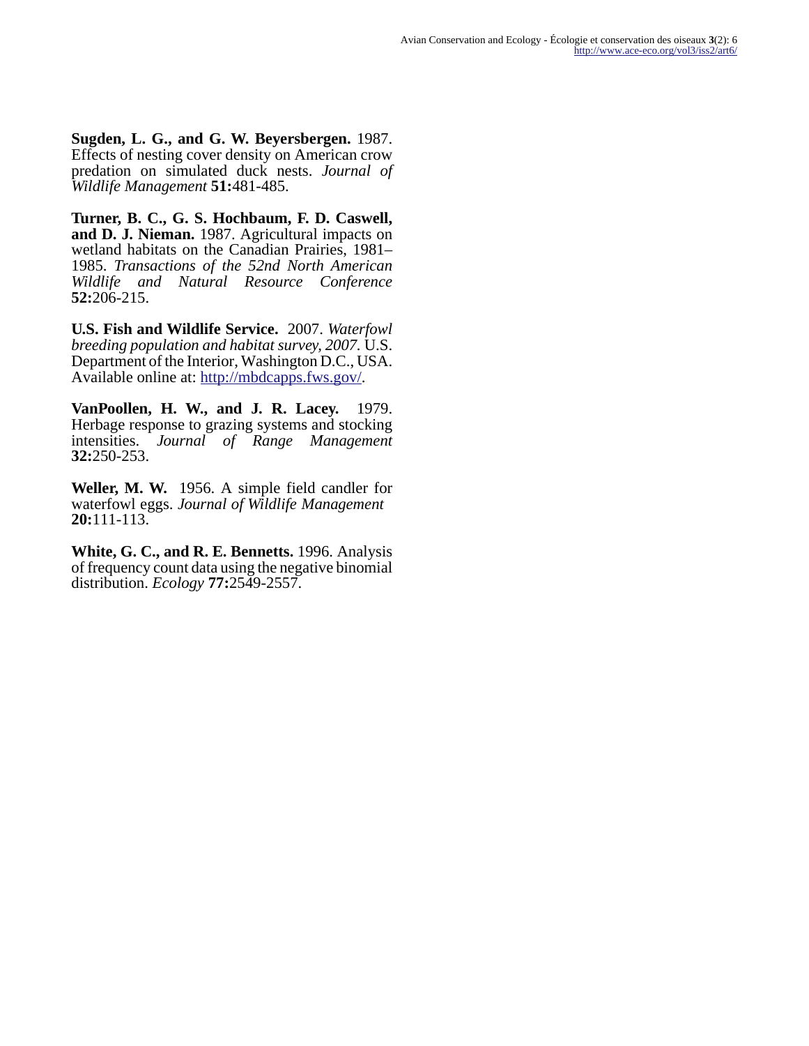**Sugden, L. G., and G. W. Beyersbergen.** 1987. Effects of nesting cover density on American crow predation on simulated duck nests. *Journal of Wildlife Management* **51:**481-485.

**Turner, B. C., G. S. Hochbaum, F. D. Caswell, and D. J. Nieman.** 1987. Agricultural impacts on wetland habitats on the Canadian Prairies, 1981–1985. *Transactions of the 52nd North American Wildlife and Natural Resource Conference* **52:**206-215.

**U.S. Fish and Wildlife Service.** 2007. *Waterfowl breeding population and habitat survey, 2007*. U.S. Department of the Interior, Washington D.C., USA. Available online at: http://mbdcapps.fws.gov/.

**VanPoollen, H. W., and J. R. Lacey.** 1979. Herbage response to grazing systems and stocking intensities. *Journal of Range Management* **32:**250-253.

**Weller, M. W.** 1956. A simple field candler for waterfowl eggs. *Journal of Wildlife Management* **20:**111-113.

**White, G. C., and R. E. Bennetts.** 1996. Analysis of frequency count data using the negative binomial distribution. *Ecology* **77:**2549-2557.